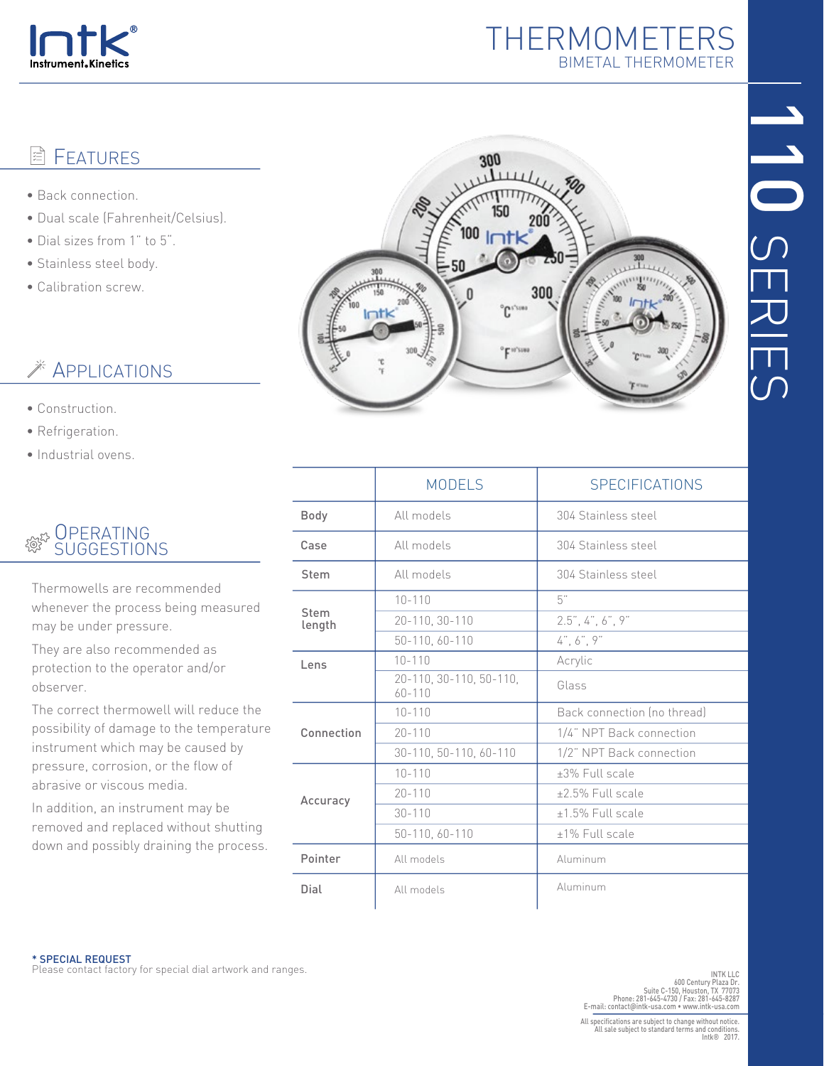# THERMOMETERS
## BIMETAL THERMOMETER

# 110 SERIES

## FEATURES

- Back connection.
- Dual scale (Fahrenheit/Celsius).
- Dial sizes from 1" to 5".
- Stainless steel body.
- Calibration screw.

## APPLICATIONS

- Construction.
- Refrigeration.
- Industrial ovens.

## OPERATING SUGGESTIONS

Thermowells are recommended whenever the process being measured may be under pressure.

They are also recommended as protection to the operator and/or observer.

The correct thermowell will reduce the possibility of damage to the temperature instrument which may be caused by pressure, corrosion, or the flow of abrasive or viscous media.

In addition, an instrument may be removed and replaced without shutting down and possibly draining the process.

| | MODELS | SPECIFICATIONS |
|---|---|---|
| Body | All models | 304 Stainless steel |
| Case | All models | 304 Stainless steel |
| Stem | All models | 304 Stainless steel |
| Stem length | 10-110 | 5" |
| | 20-110, 30-110 | 2.5", 4", 6", 9" |
| | 50-110, 60-110 | 4", 6", 9" |
| Lens | 10-110 | Acrylic |
| | 20-110, 30-110, 50-110, 60-110 | Glass |
| Connection | 10-110 | Back connection (no thread) |
| | 20-110 | 1/4" NPT Back connection |
| | 30-110, 50-110, 60-110 | 1/2" NPT Back connection |
| Accuracy | 10-110 | ±3% Full scale |
| | 20-110 | ±2.5% Full scale |
| | 30-110 | ±1.5% Full scale |
| | 50-110, 60-110 | ±1% Full scale |
| Pointer | All models | Aluminum |
| Dial | All models | Aluminum |

**\* SPECIAL REQUEST**
Please contact factory for special dial artwork and ranges.

INTK LLC
600 Century Plaza Dr.
Suite C-150, Houston, TX 77073
Phone: 281-645-4730 / Fax: 281-645-8287
E-mail: contact@intk-usa.com • www.intk-usa.com

All specifications are subject to change without notice.
All sale subject to standard terms and conditions.
Intk® 2017.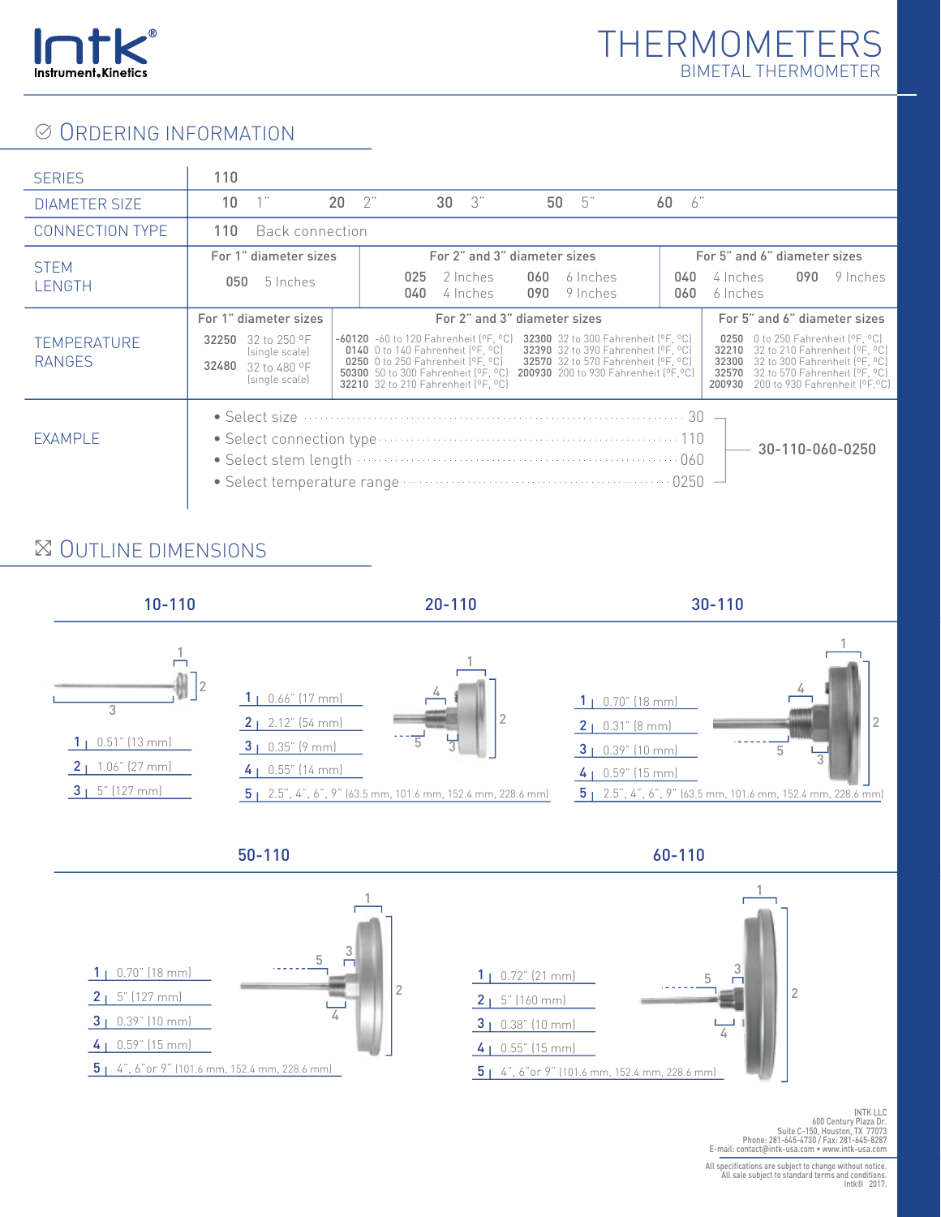# THERMOMETERS
## BIMETAL THERMOMETER

## ORDERING INFORMATION

| | |
|---|---|
| SERIES | 110 |
| DIAMETER SIZE | 10 1" · 20 2" · 30 3" · 50 5" · 60 6" |
| CONNECTION TYPE | 110 Back connection |
| STEM LENGTH | **For 1" diameter sizes:** 050 5 Inches<br>**For 2" and 3" diameter sizes:** 025 2 Inches; 040 4 Inches; 060 6 Inches; 090 9 Inches<br>**For 5" and 6" diameter sizes:** 040 4 Inches; 060 6 Inches; 090 9 Inches |
| TEMPERATURE RANGES | **For 1" diameter sizes:** 32250 32 to 250 °F (single scale); 32480 32 to 480 °F (single scale)<br>**For 2" and 3" diameter sizes:** -60120 -60 to 120 Fahrenheit (°F, °C); 0140 0 to 140 Fahrenheit (°F, °C); 0250 0 to 250 Fahrenheit (°F, °C); 50300 50 to 300 Fahrenheit (°F, °C); 32210 32 to 210 Fahrenheit (°F, °C); 32300 32 to 300 Fahrenheit (°F, °C); 32390 32 to 390 Fahrenheit (°F, °C); 32570 32 to 570 Fahrenheit (°F, °C); 200930 200 to 930 Fahrenheit (°F,°C)<br>**For 5" and 6" diameter sizes:** 0250 0 to 250 Fahrenheit (°F, °C); 32210 32 to 210 Fahrenheit (°F, °C); 32300 32 to 300 Fahrenheit (°F, °C); 32570 32 to 570 Fahrenheit (°F, °C); 200930 200 to 930 Fahrenheit (°F,°C) |
| EXAMPLE | • Select size ........ 30<br>• Select connection type ........ 110<br>• Select stem length ........ 060<br>• Select temperature range ........ 0250<br>**30-110-060-0250** |

## OUTLINE DIMENSIONS

### 10-110

1 0.51" (13 mm)
2 1.06" (27 mm)
3 5" (127 mm)

### 20-110

1 0.66" (17 mm)
2 2.12" (54 mm)
3 0.35" (9 mm)
4 0.55" (14 mm)
5 2.5", 4", 6", 9" (63.5 mm, 101.6 mm, 152.4 mm, 228.6 mm)

### 30-110

1 0.70" (18 mm)
2 0.31" (8 mm)
3 0.39" (10 mm)
4 0.59" (15 mm)
5 2.5", 4", 6", 9" (63.5 mm, 101.6 mm, 152.4 mm, 228.6 mm)

### 50-110

1 0.70" (18 mm)
2 5" (127 mm)
3 0.39" (10 mm)
4 0.59" (15 mm)
5 4", 6"or 9" (101.6 mm, 152.4 mm, 228.6 mm)

### 60-110

1 0.72" (21 mm)
2 5" (160 mm)
3 0.38" (10 mm)
4 0.55" (15 mm)
5 4", 6"or 9" (101.6 mm, 152.4 mm, 228.6 mm)

INTK LLC
600 Century Plaza Dr.
Suite C-150, Houston, TX 77073
Phone: 281-645-4730 / Fax: 281-645-8287
E-mail: contact@intk-usa.com • www.intk-usa.com

All specifications are subject to change without notice.
All sale subject to standard terms and conditions.
Intk® 2017.